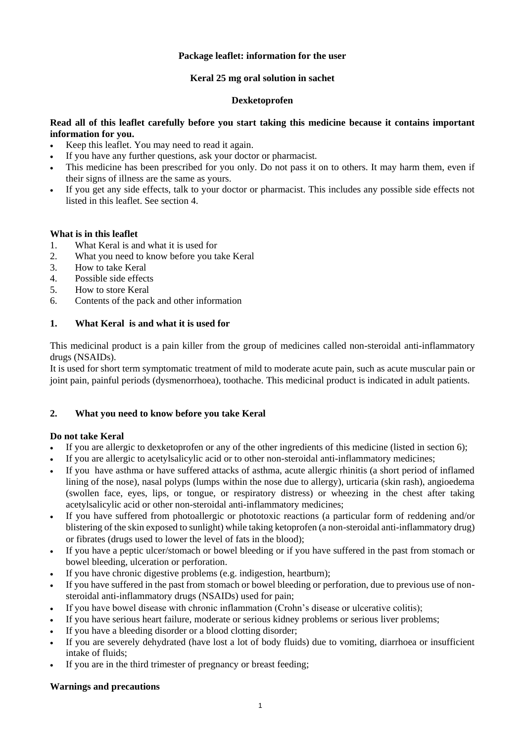**Package leaflet: information for the user**

**Keral 25 mg oral solution in sachet**

**Dexketoprofen**

**Read all of this leaflet carefully before you start taking this medicine because it contains important information for you.**

- Keep this leaflet. You may need to read it again.
- If you have any further questions, ask your doctor or pharmacist.
- This medicine has been prescribed for you only. Do not pass it on to others. It may harm them, even if their signs of illness are the same as yours.
- If you get any side effects, talk to your doctor or pharmacist. This includes any possible side effects not listed in this leaflet. See section 4.

**What is in this leaflet**

1. What Keral is and what it is used for
2. What you need to know before you take Keral
3. How to take Keral
4. Possible side effects
5. How to store Keral
6. Contents of the pack and other information

## 1. What Keral is and what it is used for

This medicinal product is a pain killer from the group of medicines called non-steroidal anti-inflammatory drugs (NSAIDs).

It is used for short term symptomatic treatment of mild to moderate acute pain, such as acute muscular pain or joint pain, painful periods (dysmenorrhoea), toothache. This medicinal product is indicated in adult patients.

## 2. What you need to know before you take Keral

**Do not take Keral**

- If you are allergic to dexketoprofen or any of the other ingredients of this medicine (listed in section 6);
- If you are allergic to acetylsalicylic acid or to other non-steroidal anti-inflammatory medicines;
- If you have asthma or have suffered attacks of asthma, acute allergic rhinitis (a short period of inflamed lining of the nose), nasal polyps (lumps within the nose due to allergy), urticaria (skin rash), angioedema (swollen face, eyes, lips, or tongue, or respiratory distress) or wheezing in the chest after taking acetylsalicylic acid or other non-steroidal anti-inflammatory medicines;
- If you have suffered from photoallergic or phototoxic reactions (a particular form of reddening and/or blistering of the skin exposed to sunlight) while taking ketoprofen (a non-steroidal anti-inflammatory drug) or fibrates (drugs used to lower the level of fats in the blood);
- If you have a peptic ulcer/stomach or bowel bleeding or if you have suffered in the past from stomach or bowel bleeding, ulceration or perforation.
- If you have chronic digestive problems (e.g. indigestion, heartburn);
- If you have suffered in the past from stomach or bowel bleeding or perforation, due to previous use of non-steroidal anti-inflammatory drugs (NSAIDs) used for pain;
- If you have bowel disease with chronic inflammation (Crohn's disease or ulcerative colitis);
- If you have serious heart failure, moderate or serious kidney problems or serious liver problems;
- If you have a bleeding disorder or a blood clotting disorder;
- If you are severely dehydrated (have lost a lot of body fluids) due to vomiting, diarrhoea or insufficient intake of fluids;
- If you are in the third trimester of pregnancy or breast feeding;

**Warnings and precautions**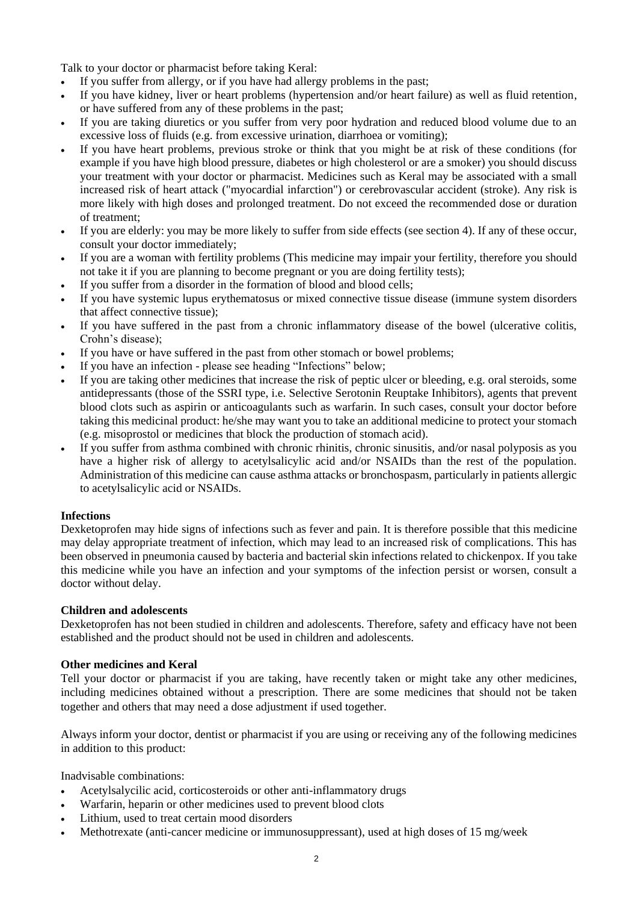Talk to your doctor or pharmacist before taking Keral:

- If you suffer from allergy, or if you have had allergy problems in the past;
- If you have kidney, liver or heart problems (hypertension and/or heart failure) as well as fluid retention, or have suffered from any of these problems in the past;
- If you are taking diuretics or you suffer from very poor hydration and reduced blood volume due to an excessive loss of fluids (e.g. from excessive urination, diarrhoea or vomiting);
- If you have heart problems, previous stroke or think that you might be at risk of these conditions (for example if you have high blood pressure, diabetes or high cholesterol or are a smoker) you should discuss your treatment with your doctor or pharmacist. Medicines such as Keral may be associated with a small increased risk of heart attack ("myocardial infarction") or cerebrovascular accident (stroke). Any risk is more likely with high doses and prolonged treatment. Do not exceed the recommended dose or duration of treatment;
- If you are elderly: you may be more likely to suffer from side effects (see section 4). If any of these occur, consult your doctor immediately;
- If you are a woman with fertility problems (This medicine may impair your fertility, therefore you should not take it if you are planning to become pregnant or you are doing fertility tests);
- If you suffer from a disorder in the formation of blood and blood cells;
- If you have systemic lupus erythematosus or mixed connective tissue disease (immune system disorders that affect connective tissue);
- If you have suffered in the past from a chronic inflammatory disease of the bowel (ulcerative colitis, Crohn's disease);
- If you have or have suffered in the past from other stomach or bowel problems;
- If you have an infection - please see heading "Infections" below;
- If you are taking other medicines that increase the risk of peptic ulcer or bleeding, e.g. oral steroids, some antidepressants (those of the SSRI type, i.e. Selective Serotonin Reuptake Inhibitors), agents that prevent blood clots such as aspirin or anticoagulants such as warfarin. In such cases, consult your doctor before taking this medicinal product: he/she may want you to take an additional medicine to protect your stomach (e.g. misoprostol or medicines that block the production of stomach acid).
- If you suffer from asthma combined with chronic rhinitis, chronic sinusitis, and/or nasal polyposis as you have a higher risk of allergy to acetylsalicylic acid and/or NSAIDs than the rest of the population. Administration of this medicine can cause asthma attacks or bronchospasm, particularly in patients allergic to acetylsalicylic acid or NSAIDs.

**Infections**

Dexketoprofen may hide signs of infections such as fever and pain. It is therefore possible that this medicine may delay appropriate treatment of infection, which may lead to an increased risk of complications. This has been observed in pneumonia caused by bacteria and bacterial skin infections related to chickenpox. If you take this medicine while you have an infection and your symptoms of the infection persist or worsen, consult a doctor without delay.

**Children and adolescents**

Dexketoprofen has not been studied in children and adolescents. Therefore, safety and efficacy have not been established and the product should not be used in children and adolescents.

**Other medicines and Keral**

Tell your doctor or pharmacist if you are taking, have recently taken or might take any other medicines, including medicines obtained without a prescription. There are some medicines that should not be taken together and others that may need a dose adjustment if used together.

Always inform your doctor, dentist or pharmacist if you are using or receiving any of the following medicines in addition to this product:

Inadvisable combinations:

- Acetylsalycilic acid, corticosteroids or other anti-inflammatory drugs
- Warfarin, heparin or other medicines used to prevent blood clots
- Lithium, used to treat certain mood disorders
- Methotrexate (anti-cancer medicine or immunosuppressant), used at high doses of 15 mg/week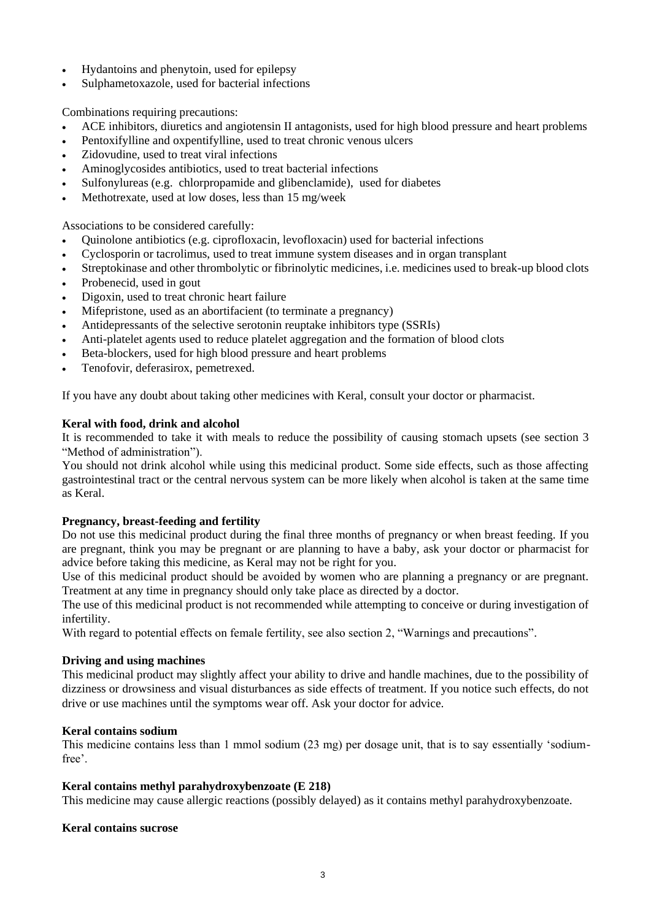- Hydantoins and phenytoin, used for epilepsy
- Sulphametoxazole, used for bacterial infections

Combinations requiring precautions:

- ACE inhibitors, diuretics and angiotensin II antagonists, used for high blood pressure and heart problems
- Pentoxifylline and oxpentifylline, used to treat chronic venous ulcers
- Zidovudine, used to treat viral infections
- Aminoglycosides antibiotics, used to treat bacterial infections
- Sulfonylureas (e.g. chlorpropamide and glibenclamide), used for diabetes
- Methotrexate, used at low doses, less than 15 mg/week

Associations to be considered carefully:

- Quinolone antibiotics (e.g. ciprofloxacin, levofloxacin) used for bacterial infections
- Cyclosporin or tacrolimus, used to treat immune system diseases and in organ transplant
- Streptokinase and other thrombolytic or fibrinolytic medicines, i.e. medicines used to break-up blood clots
- Probenecid, used in gout
- Digoxin, used to treat chronic heart failure
- Mifepristone, used as an abortifacient (to terminate a pregnancy)
- Antidepressants of the selective serotonin reuptake inhibitors type (SSRIs)
- Anti-platelet agents used to reduce platelet aggregation and the formation of blood clots
- Beta-blockers, used for high blood pressure and heart problems
- Tenofovir, deferasirox, pemetrexed.

If you have any doubt about taking other medicines with Keral, consult your doctor or pharmacist.

**Keral with food, drink and alcohol**

It is recommended to take it with meals to reduce the possibility of causing stomach upsets (see section 3 "Method of administration").

You should not drink alcohol while using this medicinal product. Some side effects, such as those affecting gastrointestinal tract or the central nervous system can be more likely when alcohol is taken at the same time as Keral.

**Pregnancy, breast-feeding and fertility**

Do not use this medicinal product during the final three months of pregnancy or when breast feeding. If you are pregnant, think you may be pregnant or are planning to have a baby, ask your doctor or pharmacist for advice before taking this medicine, as Keral may not be right for you.

Use of this medicinal product should be avoided by women who are planning a pregnancy or are pregnant. Treatment at any time in pregnancy should only take place as directed by a doctor.

The use of this medicinal product is not recommended while attempting to conceive or during investigation of infertility.

With regard to potential effects on female fertility, see also section 2, "Warnings and precautions".

**Driving and using machines**

This medicinal product may slightly affect your ability to drive and handle machines, due to the possibility of dizziness or drowsiness and visual disturbances as side effects of treatment. If you notice such effects, do not drive or use machines until the symptoms wear off. Ask your doctor for advice.

**Keral contains sodium**

This medicine contains less than 1 mmol sodium (23 mg) per dosage unit, that is to say essentially 'sodium-free'.

**Keral contains methyl parahydroxybenzoate (E 218)**

This medicine may cause allergic reactions (possibly delayed) as it contains methyl parahydroxybenzoate.

**Keral contains sucrose**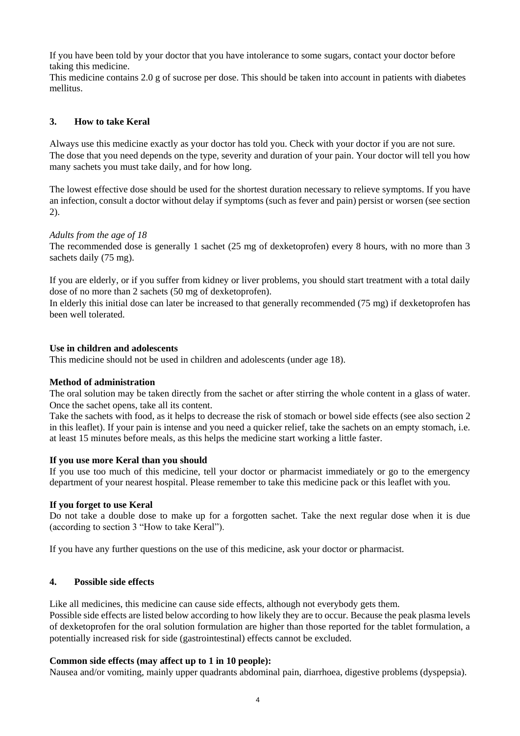If you have been told by your doctor that you have intolerance to some sugars, contact your doctor before taking this medicine.
This medicine contains 2.0 g of sucrose per dose. This should be taken into account in patients with diabetes mellitus.

## 3. How to take Keral

Always use this medicine exactly as your doctor has told you. Check with your doctor if you are not sure.
The dose that you need depends on the type, severity and duration of your pain. Your doctor will tell you how many sachets you must take daily, and for how long.

The lowest effective dose should be used for the shortest duration necessary to relieve symptoms. If you have an infection, consult a doctor without delay if symptoms (such as fever and pain) persist or worsen (see section 2).

*Adults from the age of 18*
The recommended dose is generally 1 sachet (25 mg of dexketoprofen) every 8 hours, with no more than 3 sachets daily (75 mg).

If you are elderly, or if you suffer from kidney or liver problems, you should start treatment with a total daily dose of no more than 2 sachets (50 mg of dexketoprofen).
In elderly this initial dose can later be increased to that generally recommended (75 mg) if dexketoprofen has been well tolerated.

**Use in children and adolescents**
This medicine should not be used in children and adolescents (under age 18).

**Method of administration**
The oral solution may be taken directly from the sachet or after stirring the whole content in a glass of water. Once the sachet opens, take all its content.
Take the sachets with food, as it helps to decrease the risk of stomach or bowel side effects (see also section 2 in this leaflet). If your pain is intense and you need a quicker relief, take the sachets on an empty stomach, i.e. at least 15 minutes before meals, as this helps the medicine start working a little faster.

**If you use more Keral than you should**
If you use too much of this medicine, tell your doctor or pharmacist immediately or go to the emergency department of your nearest hospital. Please remember to take this medicine pack or this leaflet with you.

**If you forget to use Keral**
Do not take a double dose to make up for a forgotten sachet. Take the next regular dose when it is due (according to section 3 “How to take Keral”).

If you have any further questions on the use of this medicine, ask your doctor or pharmacist.

## 4. Possible side effects

Like all medicines, this medicine can cause side effects, although not everybody gets them.
Possible side effects are listed below according to how likely they are to occur. Because the peak plasma levels of dexketoprofen for the oral solution formulation are higher than those reported for the tablet formulation, a potentially increased risk for side (gastrointestinal) effects cannot be excluded.

**Common side effects (may affect up to 1 in 10 people):**
Nausea and/or vomiting, mainly upper quadrants abdominal pain, diarrhoea, digestive problems (dyspepsia).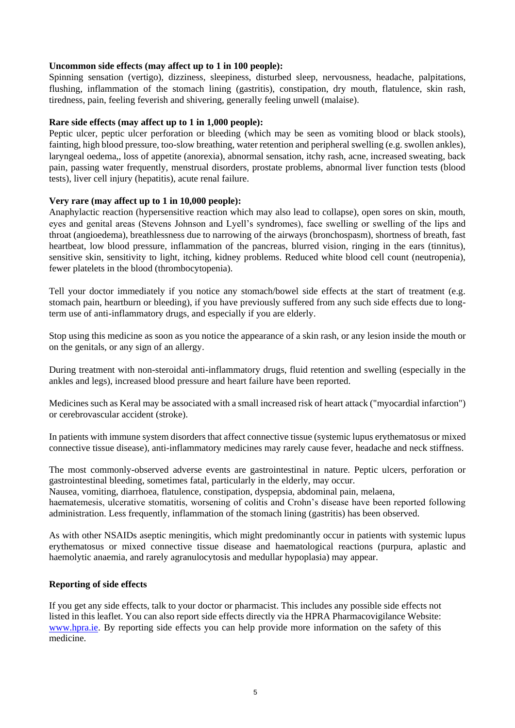**Uncommon side effects (may affect up to 1 in 100 people):**
Spinning sensation (vertigo), dizziness, sleepiness, disturbed sleep, nervousness, headache, palpitations, flushing, inflammation of the stomach lining (gastritis), constipation, dry mouth, flatulence, skin rash, tiredness, pain, feeling feverish and shivering, generally feeling unwell (malaise).

**Rare side effects (may affect up to 1 in 1,000 people):**
Peptic ulcer, peptic ulcer perforation or bleeding (which may be seen as vomiting blood or black stools), fainting, high blood pressure, too-slow breathing, water retention and peripheral swelling (e.g. swollen ankles), laryngeal oedema,, loss of appetite (anorexia), abnormal sensation, itchy rash, acne, increased sweating, back pain, passing water frequently, menstrual disorders, prostate problems, abnormal liver function tests (blood tests), liver cell injury (hepatitis), acute renal failure.

**Very rare (may affect up to 1 in 10,000 people):**
Anaphylactic reaction (hypersensitive reaction which may also lead to collapse), open sores on skin, mouth, eyes and genital areas (Stevens Johnson and Lyell's syndromes), face swelling or swelling of the lips and throat (angioedema), breathlessness due to narrowing of the airways (bronchospasm), shortness of breath, fast heartbeat, low blood pressure, inflammation of the pancreas, blurred vision, ringing in the ears (tinnitus), sensitive skin, sensitivity to light, itching, kidney problems. Reduced white blood cell count (neutropenia), fewer platelets in the blood (thrombocytopenia).

Tell your doctor immediately if you notice any stomach/bowel side effects at the start of treatment (e.g. stomach pain, heartburn or bleeding), if you have previously suffered from any such side effects due to long-term use of anti-inflammatory drugs, and especially if you are elderly.

Stop using this medicine as soon as you notice the appearance of a skin rash, or any lesion inside the mouth or on the genitals, or any sign of an allergy.

During treatment with non-steroidal anti-inflammatory drugs, fluid retention and swelling (especially in the ankles and legs), increased blood pressure and heart failure have been reported.

Medicines such as Keral may be associated with a small increased risk of heart attack ("myocardial infarction") or cerebrovascular accident (stroke).

In patients with immune system disorders that affect connective tissue (systemic lupus erythematosus or mixed connective tissue disease), anti-inflammatory medicines may rarely cause fever, headache and neck stiffness.

The most commonly-observed adverse events are gastrointestinal in nature. Peptic ulcers, perforation or gastrointestinal bleeding, sometimes fatal, particularly in the elderly, may occur.
Nausea, vomiting, diarrhoea, flatulence, constipation, dyspepsia, abdominal pain, melaena,
haematemesis, ulcerative stomatitis, worsening of colitis and Crohn's disease have been reported following administration. Less frequently, inflammation of the stomach lining (gastritis) has been observed.

As with other NSAIDs aseptic meningitis, which might predominantly occur in patients with systemic lupus erythematosus or mixed connective tissue disease and haematological reactions (purpura, aplastic and haemolytic anaemia, and rarely agranulocytosis and medullar hypoplasia) may appear.

**Reporting of side effects**

If you get any side effects, talk to your doctor or pharmacist. This includes any possible side effects not listed in this leaflet. You can also report side effects directly via the HPRA Pharmacovigilance Website: www.hpra.ie. By reporting side effects you can help provide more information on the safety of this medicine.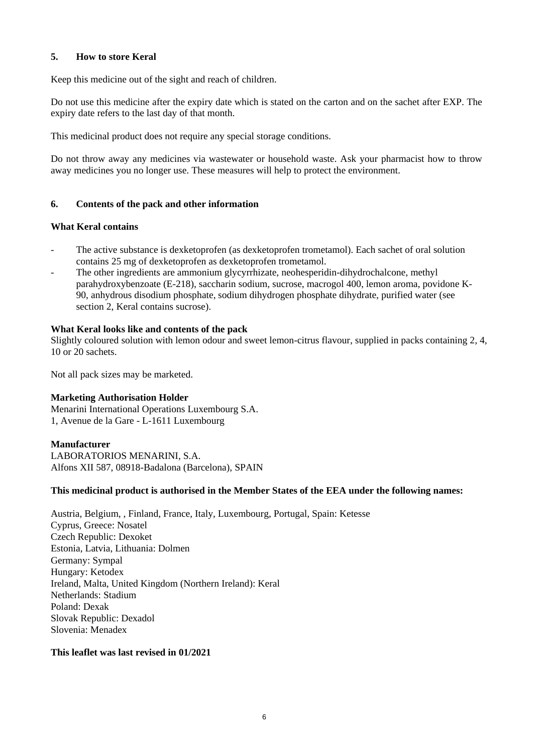## 5. How to store Keral

Keep this medicine out of the sight and reach of children.

Do not use this medicine after the expiry date which is stated on the carton and on the sachet after EXP. The expiry date refers to the last day of that month.

This medicinal product does not require any special storage conditions.

Do not throw away any medicines via wastewater or household waste. Ask your pharmacist how to throw away medicines you no longer use. These measures will help to protect the environment.

## 6. Contents of the pack and other information

**What Keral contains**

- The active substance is dexketoprofen (as dexketoprofen trometamol). Each sachet of oral solution contains 25 mg of dexketoprofen as dexketoprofen trometamol.
- The other ingredients are ammonium glycyrrhizate, neohesperidin-dihydrochalcone, methyl parahydroxybenzoate (E-218), saccharin sodium, sucrose, macrogol 400, lemon aroma, povidone K-90, anhydrous disodium phosphate, sodium dihydrogen phosphate dihydrate, purified water (see section 2, Keral contains sucrose).

**What Keral looks like and contents of the pack**
Slightly coloured solution with lemon odour and sweet lemon-citrus flavour, supplied in packs containing 2, 4, 10 or 20 sachets.

Not all pack sizes may be marketed.

**Marketing Authorisation Holder**
Menarini International Operations Luxembourg S.A.
1, Avenue de la Gare - L-1611 Luxembourg

**Manufacturer**
LABORATORIOS MENARINI, S.A.
Alfons XII 587, 08918-Badalona (Barcelona), SPAIN

**This medicinal product is authorised in the Member States of the EEA under the following names:**

Austria, Belgium, , Finland, France, Italy, Luxembourg, Portugal, Spain: Ketesse
Cyprus, Greece: Nosatel
Czech Republic: Dexoket
Estonia, Latvia, Lithuania: Dolmen
Germany: Sympal
Hungary: Ketodex
Ireland, Malta, United Kingdom (Northern Ireland): Keral
Netherlands: Stadium
Poland: Dexak
Slovak Republic: Dexadol
Slovenia: Menadex

**This leaflet was last revised in 01/2021**